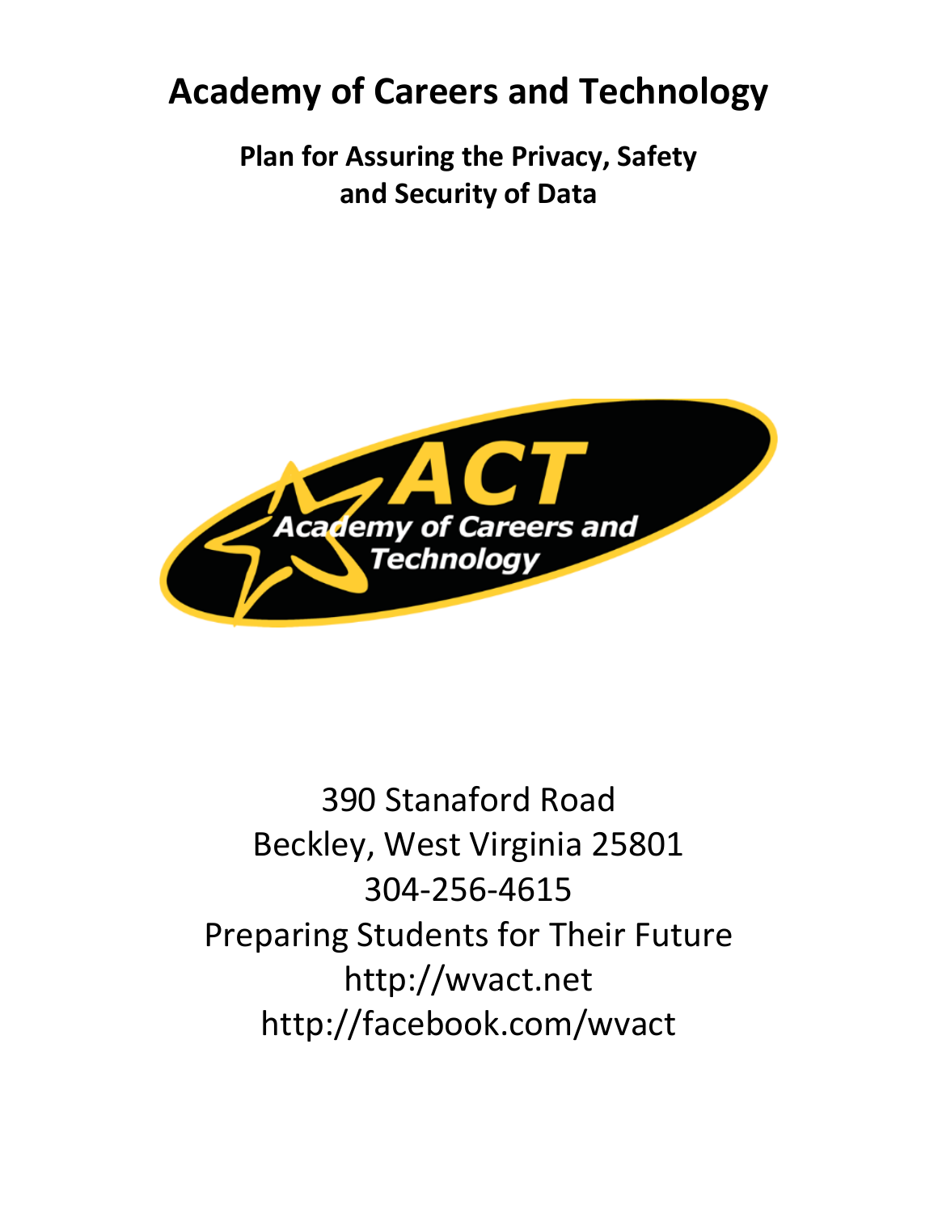# Academy of Careers and Technology

## Plan for Assuring the Privacy, Safety and Security of Data

390 Stanaford Road
Beckley, West Virginia 25801
304-256-4615
Preparing Students for Their Future
http://wvact.net
http://facebook.com/wvact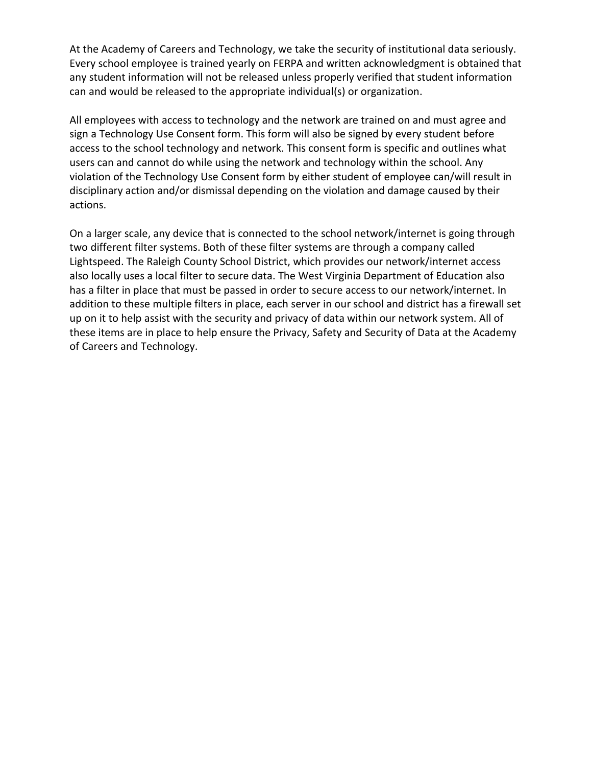At the Academy of Careers and Technology, we take the security of institutional data seriously. Every school employee is trained yearly on FERPA and written acknowledgment is obtained that any student information will not be released unless properly verified that student information can and would be released to the appropriate individual(s) or organization.

All employees with access to technology and the network are trained on and must agree and sign a Technology Use Consent form. This form will also be signed by every student before access to the school technology and network. This consent form is specific and outlines what users can and cannot do while using the network and technology within the school. Any violation of the Technology Use Consent form by either student of employee can/will result in disciplinary action and/or dismissal depending on the violation and damage caused by their actions.

On a larger scale, any device that is connected to the school network/internet is going through two different filter systems. Both of these filter systems are through a company called Lightspeed. The Raleigh County School District, which provides our network/internet access also locally uses a local filter to secure data. The West Virginia Department of Education also has a filter in place that must be passed in order to secure access to our network/internet. In addition to these multiple filters in place, each server in our school and district has a firewall set up on it to help assist with the security and privacy of data within our network system. All of these items are in place to help ensure the Privacy, Safety and Security of Data at the Academy of Careers and Technology.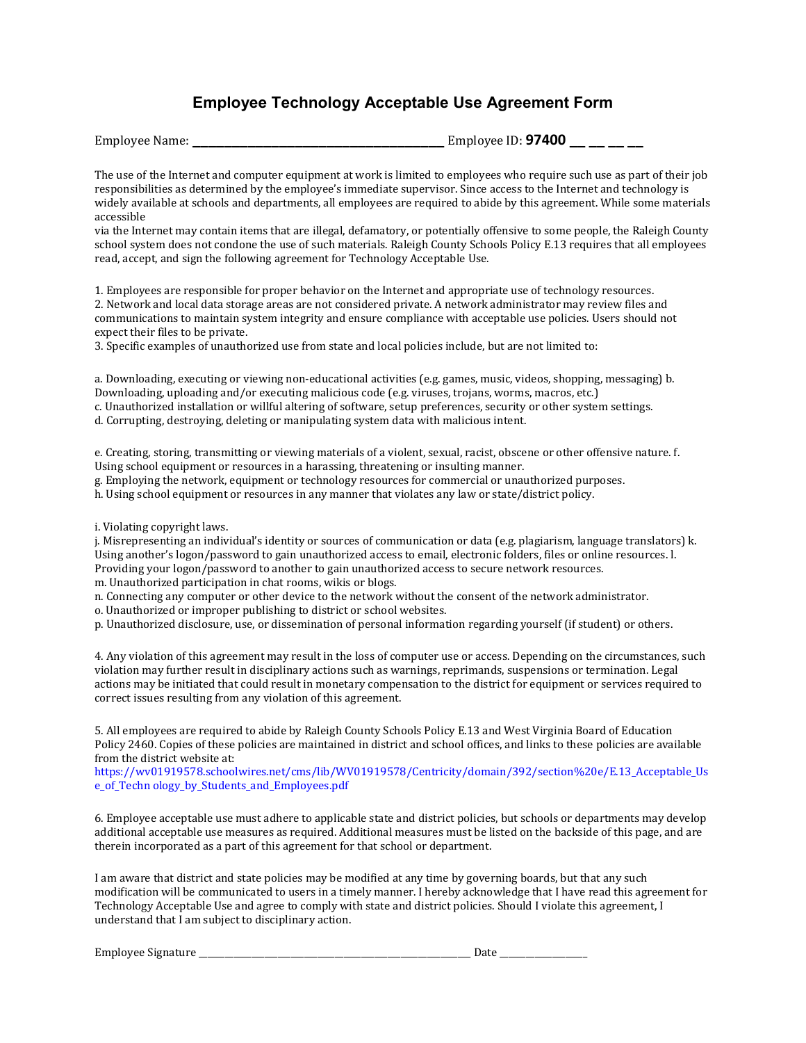# Employee Technology Acceptable Use Agreement Form

Employee Name: ______________________________ Employee ID: **97400** __ __ __ __

The use of the Internet and computer equipment at work is limited to employees who require such use as part of their job responsibilities as determined by the employee's immediate supervisor. Since access to the Internet and technology is widely available at schools and departments, all employees are required to abide by this agreement. While some materials accessible
via the Internet may contain items that are illegal, defamatory, or potentially offensive to some people, the Raleigh County school system does not condone the use of such materials. Raleigh County Schools Policy E.13 requires that all employees read, accept, and sign the following agreement for Technology Acceptable Use.

1. Employees are responsible for proper behavior on the Internet and appropriate use of technology resources.
2. Network and local data storage areas are not considered private. A network administrator may review files and communications to maintain system integrity and ensure compliance with acceptable use policies. Users should not expect their files to be private.
3. Specific examples of unauthorized use from state and local policies include, but are not limited to:

a. Downloading, executing or viewing non-educational activities (e.g. games, music, videos, shopping, messaging)
b. Downloading, uploading and/or executing malicious code (e.g. viruses, trojans, worms, macros, etc.)
c. Unauthorized installation or willful altering of software, setup preferences, security or other system settings.
d. Corrupting, destroying, deleting or manipulating system data with malicious intent.

e. Creating, storing, transmitting or viewing materials of a violent, sexual, racist, obscene or other offensive nature.
f. Using school equipment or resources in a harassing, threatening or insulting manner.
g. Employing the network, equipment or technology resources for commercial or unauthorized purposes.
h. Using school equipment or resources in any manner that violates any law or state/district policy.

i. Violating copyright laws.
j. Misrepresenting an individual's identity or sources of communication or data (e.g. plagiarism, language translators)
k. Using another's logon/password to gain unauthorized access to email, electronic folders, files or online resources.
l. Providing your logon/password to another to gain unauthorized access to secure network resources.
m. Unauthorized participation in chat rooms, wikis or blogs.
n. Connecting any computer or other device to the network without the consent of the network administrator.
o. Unauthorized or improper publishing to district or school websites.
p. Unauthorized disclosure, use, or dissemination of personal information regarding yourself (if student) or others.

4. Any violation of this agreement may result in the loss of computer use or access. Depending on the circumstances, such violation may further result in disciplinary actions such as warnings, reprimands, suspensions or termination. Legal actions may be initiated that could result in monetary compensation to the district for equipment or services required to correct issues resulting from any violation of this agreement.

5. All employees are required to abide by Raleigh County Schools Policy E.13 and West Virginia Board of Education Policy 2460. Copies of these policies are maintained in district and school offices, and links to these policies are available from the district website at:
https://wv01919578.schoolwires.net/cms/lib/WV01919578/Centricity/domain/392/section%20e/E.13_Acceptable_Use_of_Techn ology_by_Students_and_Employees.pdf

6. Employee acceptable use must adhere to applicable state and district policies, but schools or departments may develop additional acceptable use measures as required. Additional measures must be listed on the backside of this page, and are therein incorporated as a part of this agreement for that school or department.

I am aware that district and state policies may be modified at any time by governing boards, but that any such modification will be communicated to users in a timely manner. I hereby acknowledge that I have read this agreement for Technology Acceptable Use and agree to comply with state and district policies. Should I violate this agreement, I understand that I am subject to disciplinary action.

Employee Signature ______________________________ Date ____________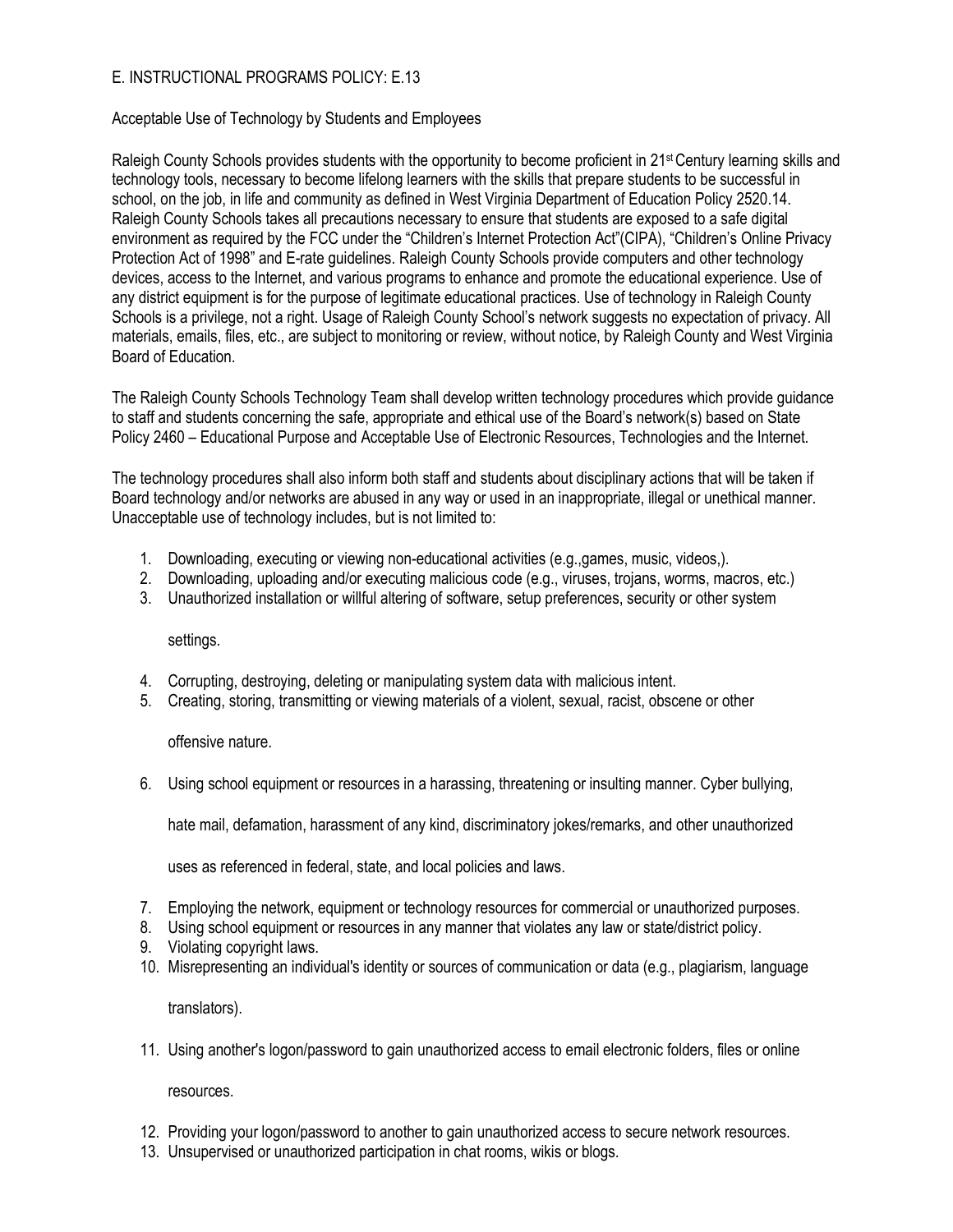E. INSTRUCTIONAL PROGRAMS POLICY: E.13

Acceptable Use of Technology by Students and Employees

Raleigh County Schools provides students with the opportunity to become proficient in 21st Century learning skills and technology tools, necessary to become lifelong learners with the skills that prepare students to be successful in school, on the job, in life and community as defined in West Virginia Department of Education Policy 2520.14. Raleigh County Schools takes all precautions necessary to ensure that students are exposed to a safe digital environment as required by the FCC under the "Children's Internet Protection Act"(CIPA), "Children's Online Privacy Protection Act of 1998" and E-rate guidelines. Raleigh County Schools provide computers and other technology devices, access to the Internet, and various programs to enhance and promote the educational experience. Use of any district equipment is for the purpose of legitimate educational practices. Use of technology in Raleigh County Schools is a privilege, not a right. Usage of Raleigh County School's network suggests no expectation of privacy. All materials, emails, files, etc., are subject to monitoring or review, without notice, by Raleigh County and West Virginia Board of Education.

The Raleigh County Schools Technology Team shall develop written technology procedures which provide guidance to staff and students concerning the safe, appropriate and ethical use of the Board's network(s) based on State Policy 2460 – Educational Purpose and Acceptable Use of Electronic Resources, Technologies and the Internet.

The technology procedures shall also inform both staff and students about disciplinary actions that will be taken if Board technology and/or networks are abused in any way or used in an inappropriate, illegal or unethical manner. Unacceptable use of technology includes, but is not limited to:

1. Downloading, executing or viewing non-educational activities (e.g.,games, music, videos,).
2. Downloading, uploading and/or executing malicious code (e.g., viruses, trojans, worms, macros, etc.)
3. Unauthorized installation or willful altering of software, setup preferences, security or other system settings.
4. Corrupting, destroying, deleting or manipulating system data with malicious intent.
5. Creating, storing, transmitting or viewing materials of a violent, sexual, racist, obscene or other offensive nature.
6. Using school equipment or resources in a harassing, threatening or insulting manner. Cyber bullying, hate mail, defamation, harassment of any kind, discriminatory jokes/remarks, and other unauthorized uses as referenced in federal, state, and local policies and laws.
7. Employing the network, equipment or technology resources for commercial or unauthorized purposes.
8. Using school equipment or resources in any manner that violates any law or state/district policy.
9. Violating copyright laws.
10. Misrepresenting an individual's identity or sources of communication or data (e.g., plagiarism, language translators).
11. Using another's logon/password to gain unauthorized access to email electronic folders, files or online resources.
12. Providing your logon/password to another to gain unauthorized access to secure network resources.
13. Unsupervised or unauthorized participation in chat rooms, wikis or blogs.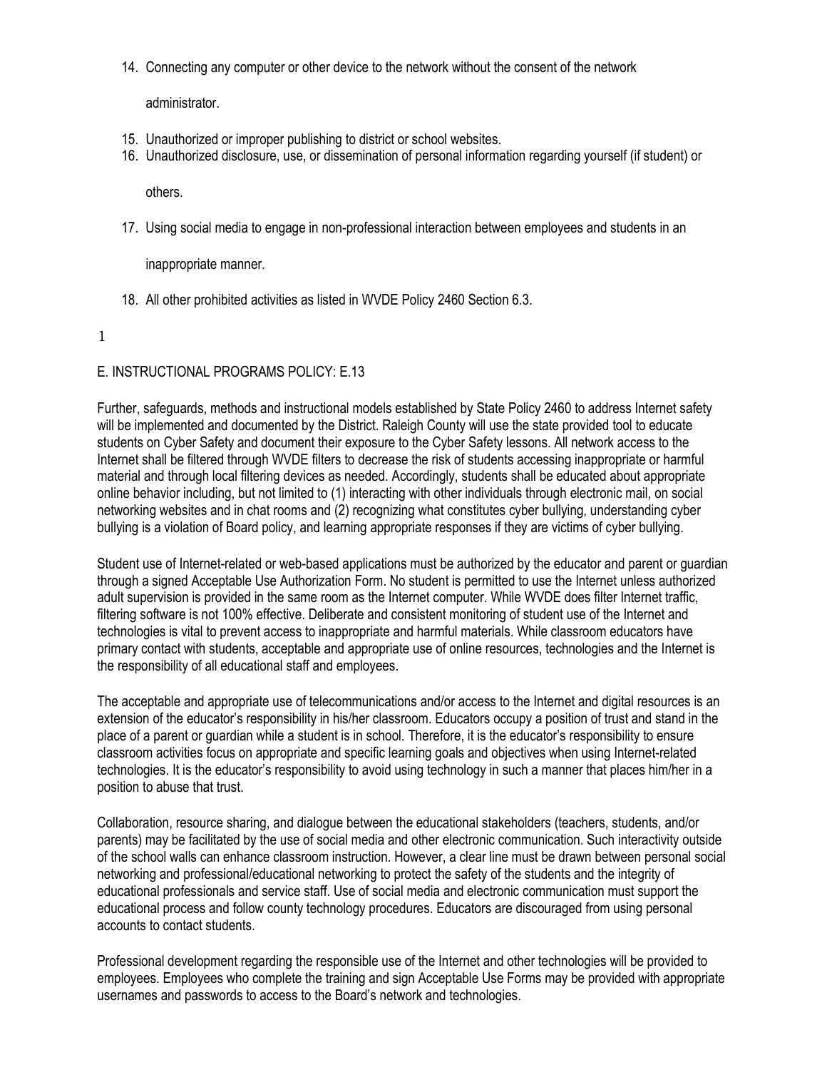14. Connecting any computer or other device to the network without the consent of the network administrator.
15. Unauthorized or improper publishing to district or school websites.
16. Unauthorized disclosure, use, or dissemination of personal information regarding yourself (if student) or others.
17. Using social media to engage in non-professional interaction between employees and students in an inappropriate manner.
18. All other prohibited activities as listed in WVDE Policy 2460 Section 6.3.

E. INSTRUCTIONAL PROGRAMS POLICY: E.13

Further, safeguards, methods and instructional models established by State Policy 2460 to address Internet safety will be implemented and documented by the District. Raleigh County will use the state provided tool to educate students on Cyber Safety and document their exposure to the Cyber Safety lessons. All network access to the Internet shall be filtered through WVDE filters to decrease the risk of students accessing inappropriate or harmful material and through local filtering devices as needed. Accordingly, students shall be educated about appropriate online behavior including, but not limited to (1) interacting with other individuals through electronic mail, on social networking websites and in chat rooms and (2) recognizing what constitutes cyber bullying, understanding cyber bullying is a violation of Board policy, and learning appropriate responses if they are victims of cyber bullying.

Student use of Internet-related or web-based applications must be authorized by the educator and parent or guardian through a signed Acceptable Use Authorization Form. No student is permitted to use the Internet unless authorized adult supervision is provided in the same room as the Internet computer. While WVDE does filter Internet traffic, filtering software is not 100% effective. Deliberate and consistent monitoring of student use of the Internet and technologies is vital to prevent access to inappropriate and harmful materials. While classroom educators have primary contact with students, acceptable and appropriate use of online resources, technologies and the Internet is the responsibility of all educational staff and employees.

The acceptable and appropriate use of telecommunications and/or access to the Internet and digital resources is an extension of the educator's responsibility in his/her classroom. Educators occupy a position of trust and stand in the place of a parent or guardian while a student is in school. Therefore, it is the educator's responsibility to ensure classroom activities focus on appropriate and specific learning goals and objectives when using Internet-related technologies. It is the educator's responsibility to avoid using technology in such a manner that places him/her in a position to abuse that trust.

Collaboration, resource sharing, and dialogue between the educational stakeholders (teachers, students, and/or parents) may be facilitated by the use of social media and other electronic communication. Such interactivity outside of the school walls can enhance classroom instruction. However, a clear line must be drawn between personal social networking and professional/educational networking to protect the safety of the students and the integrity of educational professionals and service staff. Use of social media and electronic communication must support the educational process and follow county technology procedures. Educators are discouraged from using personal accounts to contact students.

Professional development regarding the responsible use of the Internet and other technologies will be provided to employees. Employees who complete the training and sign Acceptable Use Forms may be provided with appropriate usernames and passwords to access to the Board's network and technologies.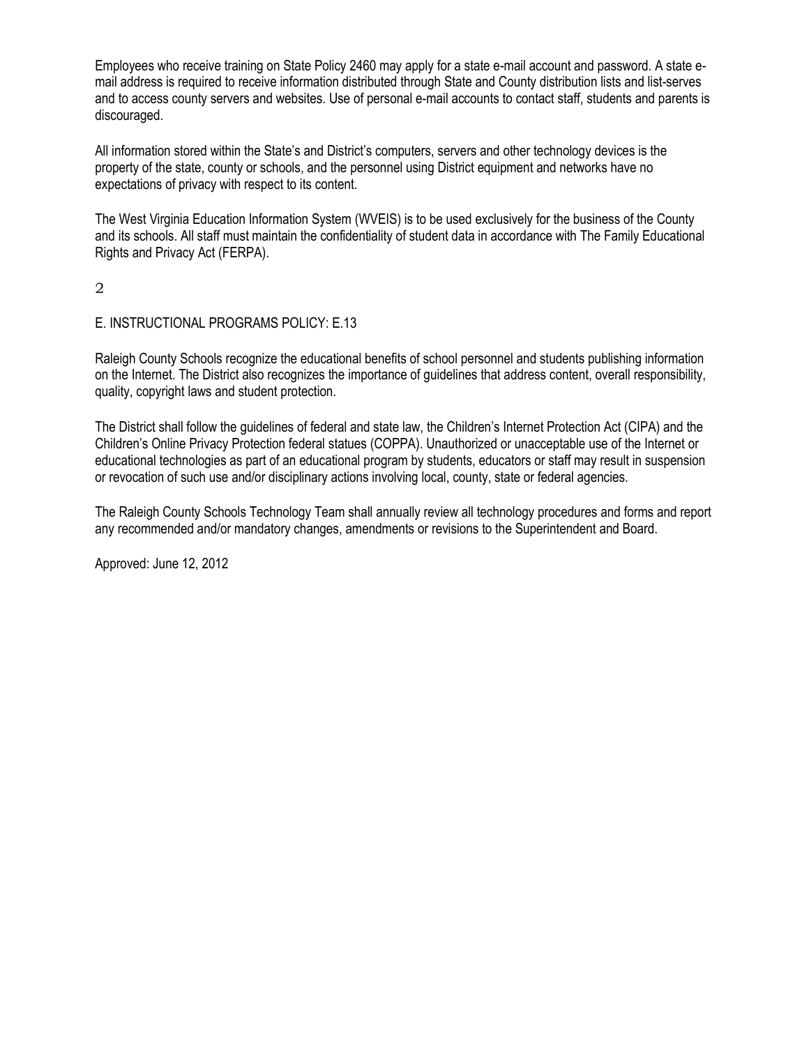Employees who receive training on State Policy 2460 may apply for a state e-mail account and password. A state e-mail address is required to receive information distributed through State and County distribution lists and list-serves and to access county servers and websites. Use of personal e-mail accounts to contact staff, students and parents is discouraged.

All information stored within the State's and District's computers, servers and other technology devices is the property of the state, county or schools, and the personnel using District equipment and networks have no expectations of privacy with respect to its content.

The West Virginia Education Information System (WVEIS) is to be used exclusively for the business of the County and its schools. All staff must maintain the confidentiality of student data in accordance with The Family Educational Rights and Privacy Act (FERPA).

E. INSTRUCTIONAL PROGRAMS POLICY: E.13

Raleigh County Schools recognize the educational benefits of school personnel and students publishing information on the Internet. The District also recognizes the importance of guidelines that address content, overall responsibility, quality, copyright laws and student protection.

The District shall follow the guidelines of federal and state law, the Children's Internet Protection Act (CIPA) and the Children's Online Privacy Protection federal statues (COPPA). Unauthorized or unacceptable use of the Internet or educational technologies as part of an educational program by students, educators or staff may result in suspension or revocation of such use and/or disciplinary actions involving local, county, state or federal agencies.

The Raleigh County Schools Technology Team shall annually review all technology procedures and forms and report any recommended and/or mandatory changes, amendments or revisions to the Superintendent and Board.

Approved: June 12, 2012